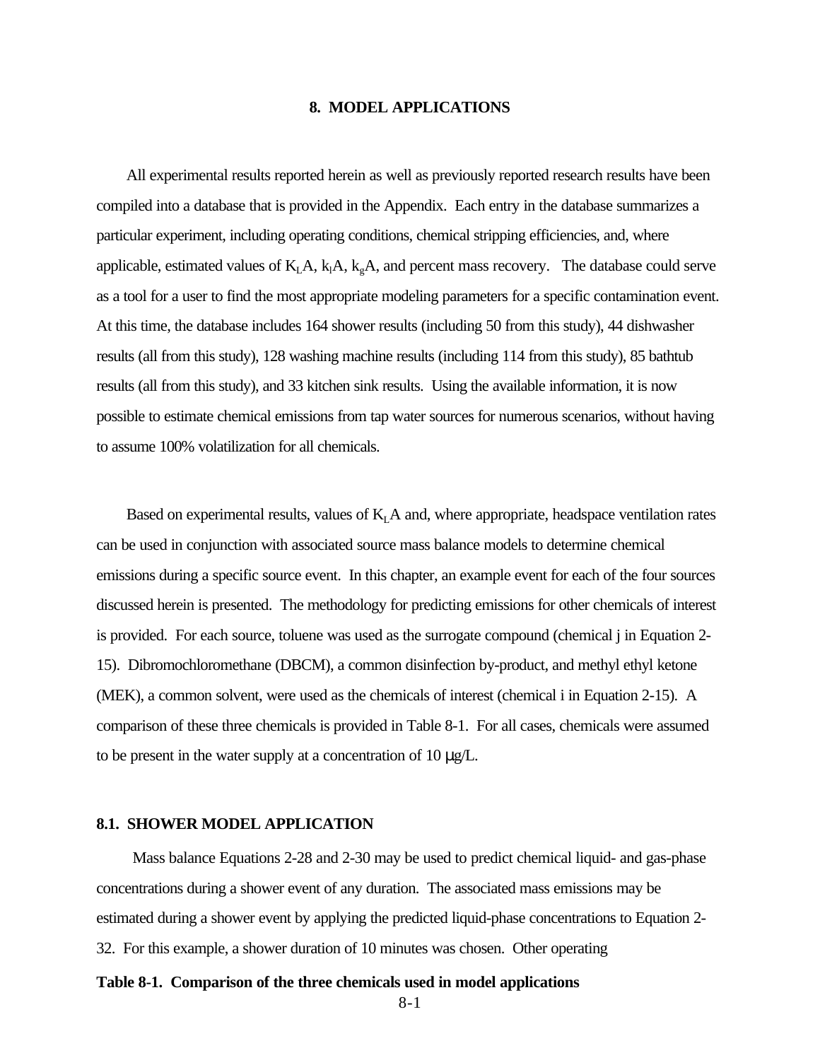# 8. MODEL APPLICATIONS

All experimental results reported herein as well as previously reported research results have been compiled into a database that is provided in the Appendix. Each entry in the database summarizes a particular experiment, including operating conditions, chemical stripping efficiencies, and, where applicable, estimated values of $K_LA$, $k_lA$, $k_gA$, and percent mass recovery. The database could serve as a tool for a user to find the most appropriate modeling parameters for a specific contamination event. At this time, the database includes 164 shower results (including 50 from this study), 44 dishwasher results (all from this study), 128 washing machine results (including 114 from this study), 85 bathtub results (all from this study), and 33 kitchen sink results. Using the available information, it is now possible to estimate chemical emissions from tap water sources for numerous scenarios, without having to assume 100% volatilization for all chemicals.

Based on experimental results, values of $K_LA$ and, where appropriate, headspace ventilation rates can be used in conjunction with associated source mass balance models to determine chemical emissions during a specific source event. In this chapter, an example event for each of the four sources discussed herein is presented. The methodology for predicting emissions for other chemicals of interest is provided. For each source, toluene was used as the surrogate compound (chemical j in Equation 2-15). Dibromochloromethane (DBCM), a common disinfection by-product, and methyl ethyl ketone (MEK), a common solvent, were used as the chemicals of interest (chemical i in Equation 2-15). A comparison of these three chemicals is provided in Table 8-1. For all cases, chemicals were assumed to be present in the water supply at a concentration of 10 μg/L.

## 8.1. SHOWER MODEL APPLICATION

Mass balance Equations 2-28 and 2-30 may be used to predict chemical liquid- and gas-phase concentrations during a shower event of any duration. The associated mass emissions may be estimated during a shower event by applying the predicted liquid-phase concentrations to Equation 2-32. For this example, a shower duration of 10 minutes was chosen. Other operating

**Table 8-1. Comparison of the three chemicals used in model applications**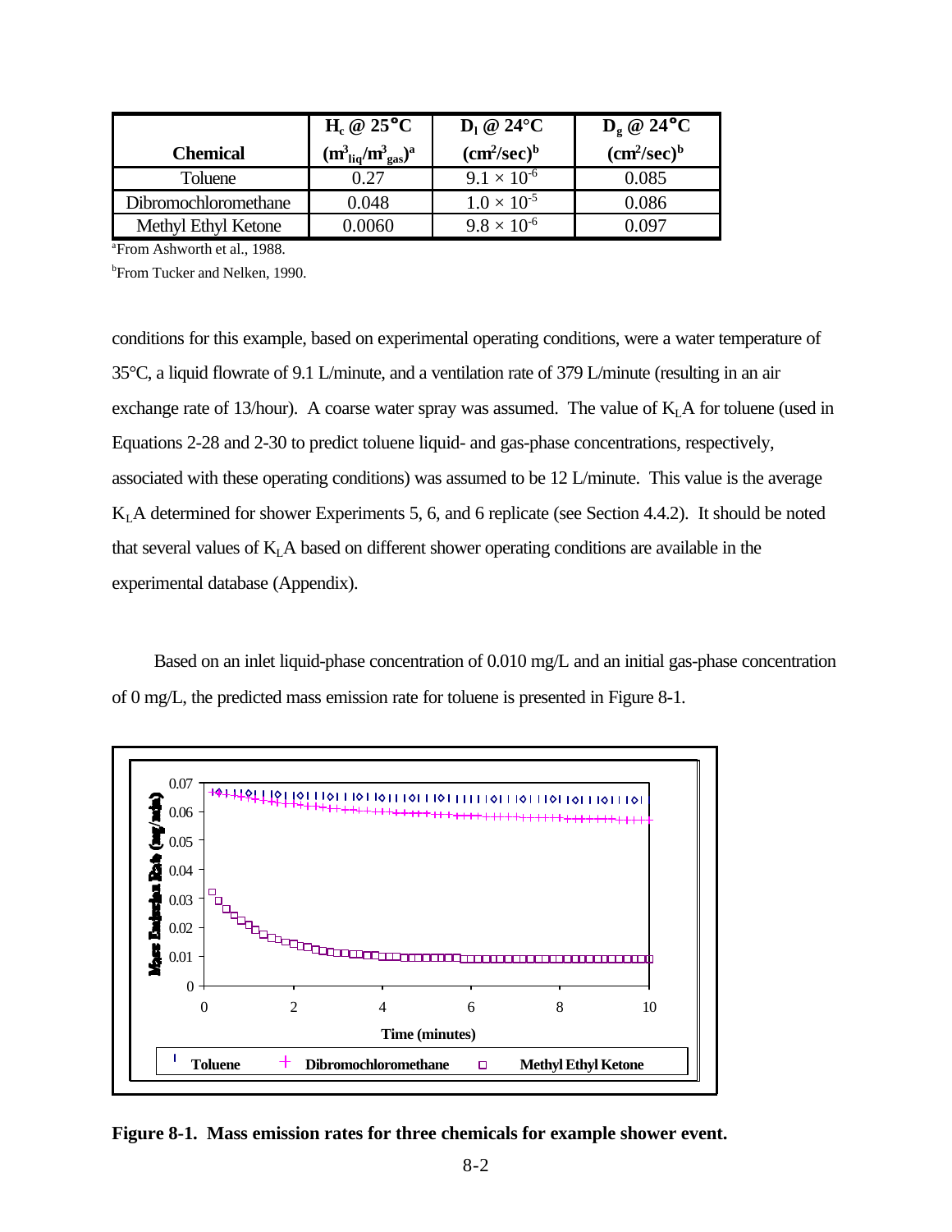| Chemical | $H_c$ @ 25°C ($m^3_{liq}/m^3_{gas}$)[a] | $D_l$ @ 24°C ($cm^2/sec$)[b] | $D_g$ @ 24°C ($cm^2/sec$)[b] |
|---|---|---|---|
| Toluene | 0.27 | $9.1 \times 10^{-6}$ | 0.085 |
| Dibromochloromethane | 0.048 | $1.0 \times 10^{-5}$ | 0.086 |
| Methyl Ethyl Ketone | 0.0060 | $9.8 \times 10^{-6}$ | 0.097 |

[a]From Ashworth et al., 1988.

[b]From Tucker and Nelken, 1990.

conditions for this example, based on experimental operating conditions, were a water temperature of 35°C, a liquid flowrate of 9.1 L/minute, and a ventilation rate of 379 L/minute (resulting in an air exchange rate of 13/hour). A coarse water spray was assumed. The value of $K_LA$ for toluene (used in Equations 2-28 and 2-30 to predict toluene liquid- and gas-phase concentrations, respectively, associated with these operating conditions) was assumed to be 12 L/minute. This value is the average $K_LA$ determined for shower Experiments 5, 6, and 6 replicate (see Section 4.4.2). It should be noted that several values of $K_LA$ based on different shower operating conditions are available in the experimental database (Appendix).

Based on an inlet liquid-phase concentration of 0.010 mg/L and an initial gas-phase concentration of 0 mg/L, the predicted mass emission rate for toluene is presented in Figure 8-1.

**Figure 8-1. Mass emission rates for three chemicals for example shower event.**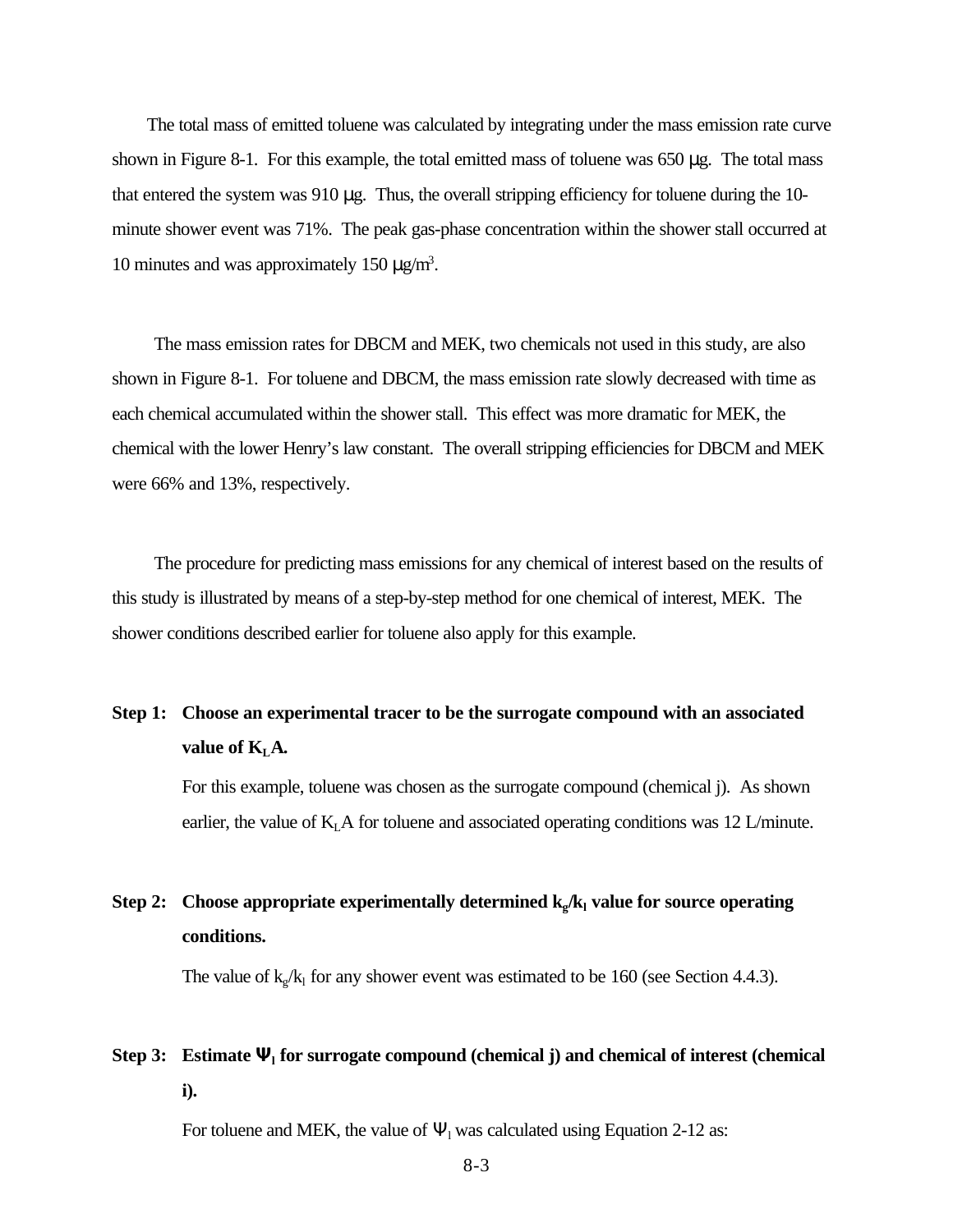The total mass of emitted toluene was calculated by integrating under the mass emission rate curve shown in Figure 8-1. For this example, the total emitted mass of toluene was 650 μg. The total mass that entered the system was 910 μg. Thus, the overall stripping efficiency for toluene during the 10-minute shower event was 71%. The peak gas-phase concentration within the shower stall occurred at 10 minutes and was approximately 150 $\mu g/m^3$.

The mass emission rates for DBCM and MEK, two chemicals not used in this study, are also shown in Figure 8-1. For toluene and DBCM, the mass emission rate slowly decreased with time as each chemical accumulated within the shower stall. This effect was more dramatic for MEK, the chemical with the lower Henry's law constant. The overall stripping efficiencies for DBCM and MEK were 66% and 13%, respectively.

The procedure for predicting mass emissions for any chemical of interest based on the results of this study is illustrated by means of a step-by-step method for one chemical of interest, MEK. The shower conditions described earlier for toluene also apply for this example.

**Step 1: Choose an experimental tracer to be the surrogate compound with an associated value of $K_LA$.**

For this example, toluene was chosen as the surrogate compound (chemical j). As shown earlier, the value of $K_LA$ for toluene and associated operating conditions was 12 L/minute.

**Step 2: Choose appropriate experimentally determined $k_g/k_l$ value for source operating conditions.**

The value of $k_g/k_l$ for any shower event was estimated to be 160 (see Section 4.4.3).

**Step 3: Estimate $\Psi_l$ for surrogate compound (chemical j) and chemical of interest (chemical i).**

For toluene and MEK, the value of $\Psi_l$ was calculated using Equation 2-12 as: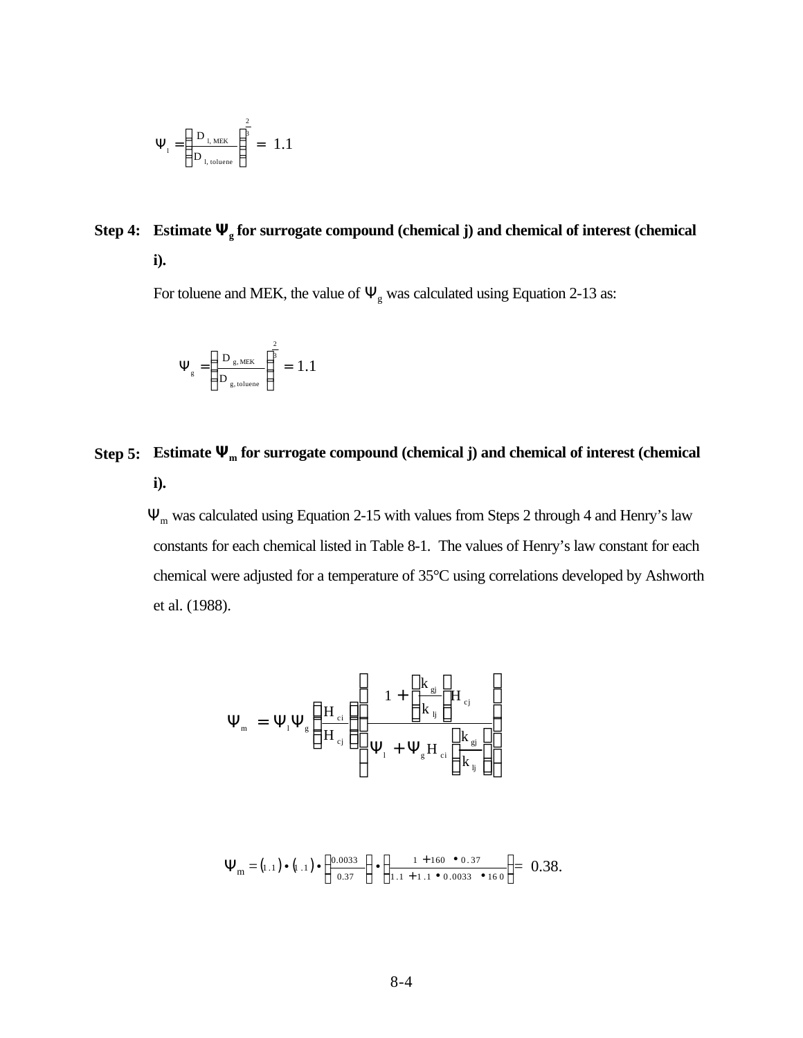$$\Psi_l = \left( \frac{D_{l,\,MEK}}{D_{l,\,toluene}} \right)^{\frac{2}{3}} = 1.1$$

**Step 4: Estimate $\Psi_g$ for surrogate compound (chemical j) and chemical of interest (chemical i).**

For toluene and MEK, the value of $\Psi_g$ was calculated using Equation 2-13 as:

$$\Psi_g = \left( \frac{D_{g,\,MEK}}{D_{g,\,toluene}} \right)^{\frac{2}{3}} = 1.1$$

**Step 5: Estimate $\Psi_m$ for surrogate compound (chemical j) and chemical of interest (chemical i).**

$\Psi_m$ was calculated using Equation 2-15 with values from Steps 2 through 4 and Henry's law constants for each chemical listed in Table 8-1. The values of Henry's law constant for each chemical were adjusted for a temperature of 35°C using correlations developed by Ashworth et al. (1988).

$$\Psi_m = \Psi_l \Psi_g \left( \frac{H_{ci}}{H_{cj}} \right) \left( \frac{1 + \left( \frac{k_{gj}}{k_{lj}} \right) H_{cj}}{\Psi_l + \Psi_g H_{ci} \left( \frac{k_{gj}}{k_{lj}} \right)} \right)$$

$$\Psi_m = (1.1) \bullet (1.1) \bullet \left( \frac{0.0033}{0.37} \right) \bullet \left( \frac{1 + 160 \bullet 0.37}{1.1 + 1.1 \bullet 0.0033 \bullet 160} \right) = 0.38.$$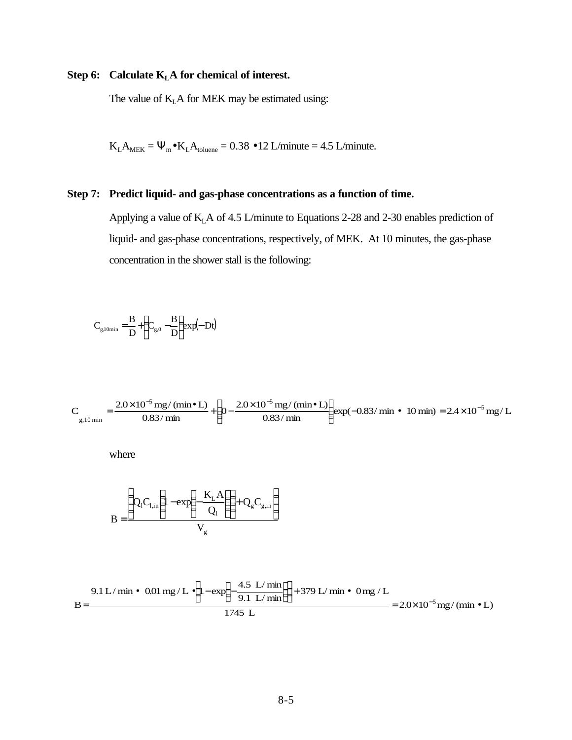**Step 6: Calculate $K_LA$ for chemical of interest.**

The value of $K_LA$ for MEK may be estimated using:

$$K_LA_{MEK} = \Psi_m \bullet K_LA_{toluene} = 0.38 \bullet 12 \text{ L/minute} = 4.5 \text{ L/minute.}$$

**Step 7: Predict liquid- and gas-phase concentrations as a function of time.**

Applying a value of $K_LA$ of 4.5 L/minute to Equations 2-28 and 2-30 enables prediction of liquid- and gas-phase concentrations, respectively, of MEK. At 10 minutes, the gas-phase concentration in the shower stall is the following:

$$C_{g,10\min} = \frac{B}{D} + \left(C_{g,0} - \frac{B}{D}\right)\exp(-Dt)$$

$$C_{g,10\min} = \frac{2.0\times10^{-5}\,\text{mg}/(\text{min}\bullet\text{L})}{0.83/\text{min}} + \left(0 - \frac{2.0\times10^{-5}\,\text{mg}/(\text{min}\bullet\text{L})}{0.83/\text{min}}\right)\exp(-0.83/\text{min} \bullet 10\,\text{min}) = 2.4\times10^{-5}\,\text{mg}/\text{L}$$

where

$$B = \frac{\left(Q_l C_{l,in}\left(1 - \exp\left(-\frac{K_L A}{Q_l}\right)\right) + Q_g C_{g,in}\right)}{V_g}$$

$$B = \frac{9.1\,\text{L}/\text{min} \bullet 0.01\,\text{mg}/\text{L} \bullet \left(1 - \exp\left(-\frac{4.5\ \text{L}/\text{min}}{9.1\ \text{L}/\text{min}}\right)\right) + 379\,\text{L}/\text{min} \bullet 0\,\text{mg}/\text{L}}{1745\ \text{L}} = 2.0\times10^{-5}\,\text{mg}/(\text{min}\bullet\text{L})$$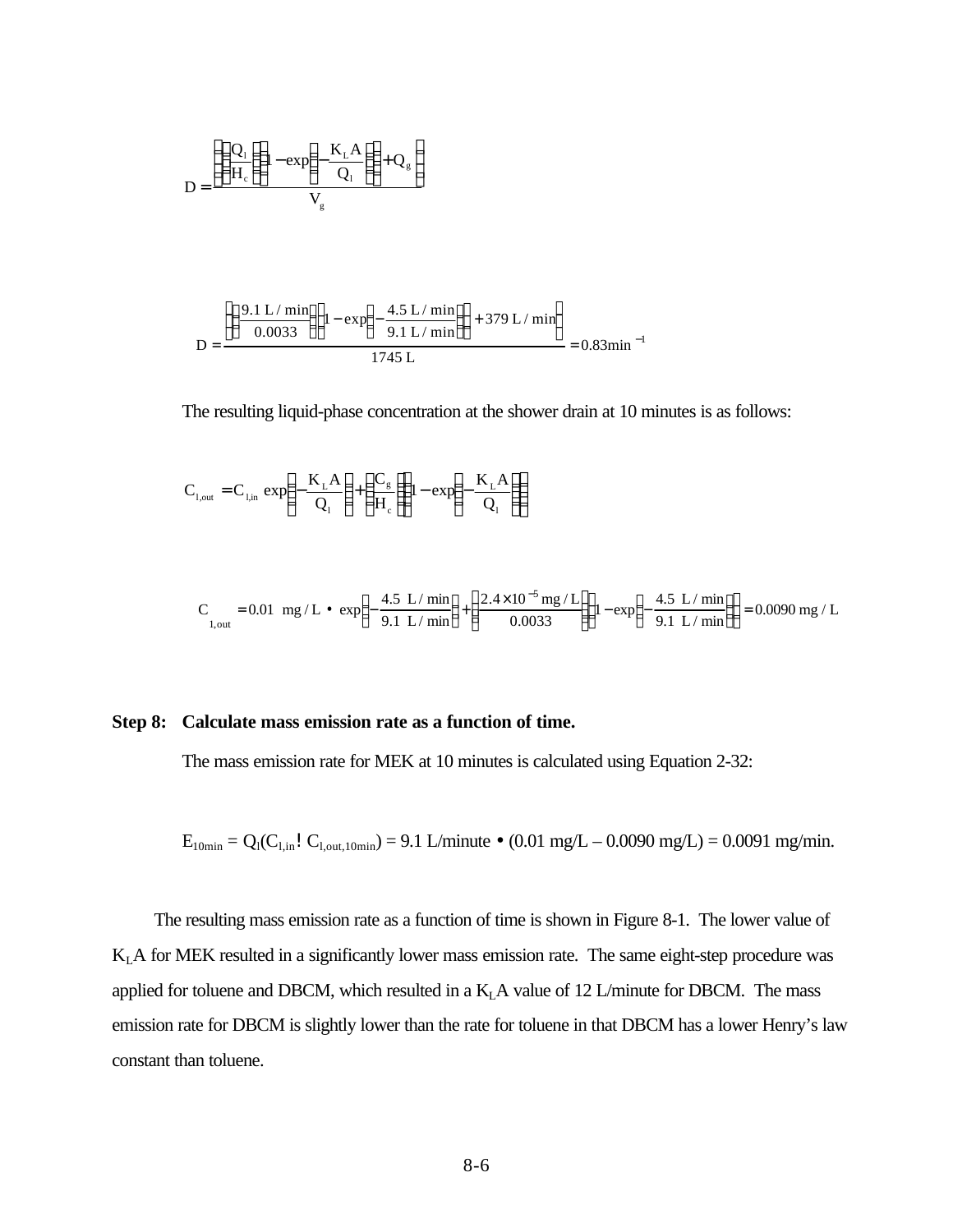$$D = \frac{\left(\left(\frac{Q_l}{H_c}\right)\left(1 - \exp\left(-\frac{K_L A}{Q_l}\right)\right) + Q_g\right)}{V_g}$$

$$D = \frac{\left(\left(\frac{9.1\ \text{L/min}}{0.0033}\right)\left(1 - \exp\left(-\frac{4.5\ \text{L/min}}{9.1\ \text{L/min}}\right)\right) + 379\ \text{L/min}\right)}{1745\ \text{L}} = 0.83\text{min}^{-1}$$

The resulting liquid-phase concentration at the shower drain at 10 minutes is as follows:

$$C_{l,out} = C_{l,in}\ \exp\left(-\frac{K_L A}{Q_l}\right) + \left(\frac{C_g}{H_c}\right)\left(1 - \exp\left(-\frac{K_L A}{Q_l}\right)\right)$$

$$C_{1,out} = 0.01\ \text{mg/L} \bullet \exp\left(-\frac{4.5\ \text{L/min}}{9.1\ \text{L/min}}\right) + \left(\frac{2.4\times10^{-5}\ \text{mg/L}}{0.0033}\right)\left(1 - \exp\left(-\frac{4.5\ \text{L/min}}{9.1\ \text{L/min}}\right)\right) = 0.0090\ \text{mg/L}$$

**Step 8: Calculate mass emission rate as a function of time.**

The mass emission rate for MEK at 10 minutes is calculated using Equation 2-32:

$$E_{10min} = Q_l(C_{l,in} - C_{l,out,10min}) = 9.1\ \text{L/minute} \bullet (0.01\ \text{mg/L} - 0.0090\ \text{mg/L}) = 0.0091\ \text{mg/min}.$$

The resulting mass emission rate as a function of time is shown in Figure 8-1. The lower value of $K_LA$ for MEK resulted in a significantly lower mass emission rate. The same eight-step procedure was applied for toluene and DBCM, which resulted in a $K_LA$ value of 12 L/minute for DBCM. The mass emission rate for DBCM is slightly lower than the rate for toluene in that DBCM has a lower Henry's law constant than toluene.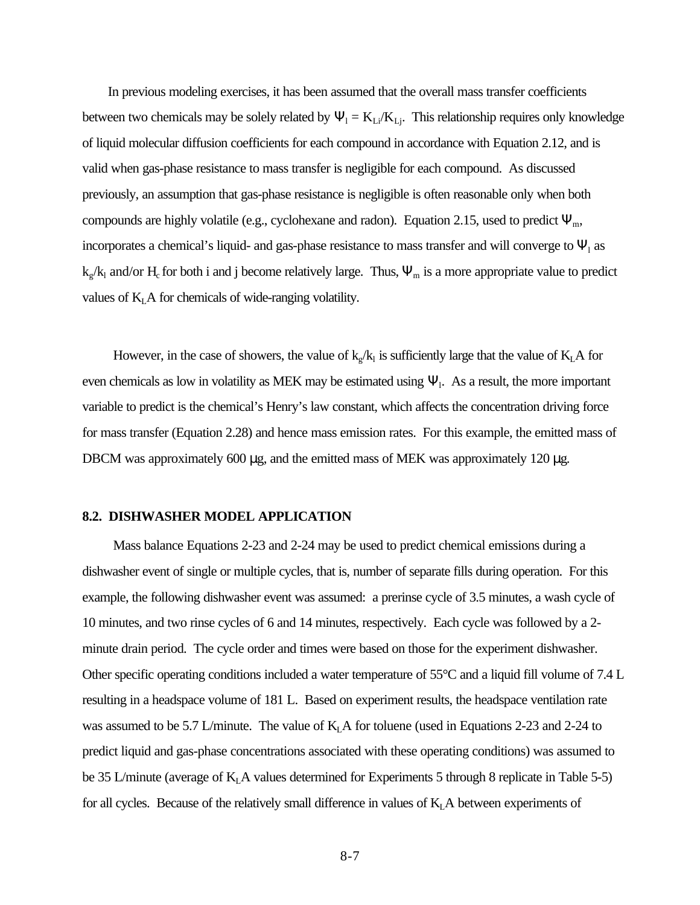In previous modeling exercises, it has been assumed that the overall mass transfer coefficients between two chemicals may be solely related by $\Psi_l = K_{Li}/K_{Lj}$. This relationship requires only knowledge of liquid molecular diffusion coefficients for each compound in accordance with Equation 2.12, and is valid when gas-phase resistance to mass transfer is negligible for each compound. As discussed previously, an assumption that gas-phase resistance is negligible is often reasonable only when both compounds are highly volatile (e.g., cyclohexane and radon). Equation 2.15, used to predict $\Psi_m$, incorporates a chemical's liquid- and gas-phase resistance to mass transfer and will converge to $\Psi_l$ as $k_g/k_l$ and/or $H_c$ for both i and j become relatively large. Thus, $\Psi_m$ is a more appropriate value to predict values of $K_LA$ for chemicals of wide-ranging volatility.

However, in the case of showers, the value of $k_g/k_l$ is sufficiently large that the value of $K_LA$ for even chemicals as low in volatility as MEK may be estimated using $\Psi_l$. As a result, the more important variable to predict is the chemical's Henry's law constant, which affects the concentration driving force for mass transfer (Equation 2.28) and hence mass emission rates. For this example, the emitted mass of DBCM was approximately 600 μg, and the emitted mass of MEK was approximately 120 μg.

## 8.2. DISHWASHER MODEL APPLICATION

Mass balance Equations 2-23 and 2-24 may be used to predict chemical emissions during a dishwasher event of single or multiple cycles, that is, number of separate fills during operation. For this example, the following dishwasher event was assumed: a prerinse cycle of 3.5 minutes, a wash cycle of 10 minutes, and two rinse cycles of 6 and 14 minutes, respectively. Each cycle was followed by a 2-minute drain period. The cycle order and times were based on those for the experiment dishwasher. Other specific operating conditions included a water temperature of 55°C and a liquid fill volume of 7.4 L resulting in a headspace volume of 181 L. Based on experiment results, the headspace ventilation rate was assumed to be 5.7 L/minute. The value of $K_LA$ for toluene (used in Equations 2-23 and 2-24 to predict liquid and gas-phase concentrations associated with these operating conditions) was assumed to be 35 L/minute (average of $K_LA$ values determined for Experiments 5 through 8 replicate in Table 5-5) for all cycles. Because of the relatively small difference in values of $K_LA$ between experiments of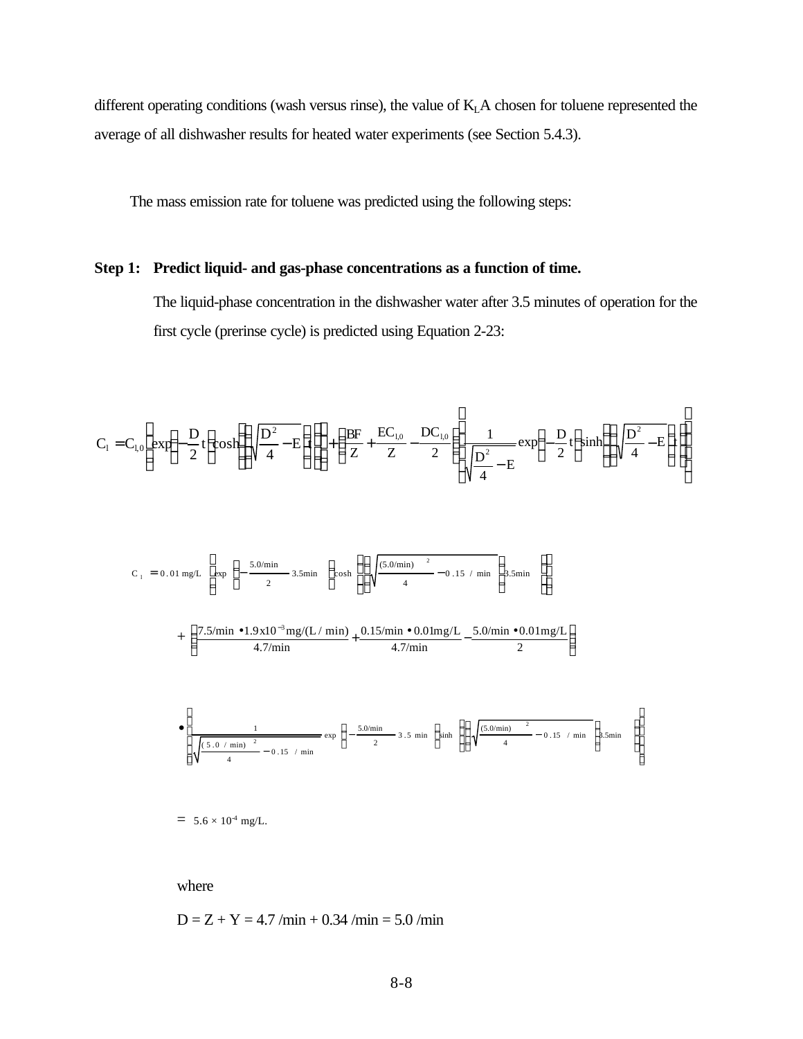different operating conditions (wash versus rinse), the value of $K_LA$ chosen for toluene represented the average of all dishwasher results for heated water experiments (see Section 5.4.3).

The mass emission rate for toluene was predicted using the following steps:

**Step 1: Predict liquid- and gas-phase concentrations as a function of time.**

The liquid-phase concentration in the dishwasher water after 3.5 minutes of operation for the first cycle (prerinse cycle) is predicted using Equation 2-23:

$$C_l = C_{l,0}\left[\exp\left(-\frac{D}{2}t\right)\cosh\left(\left(\sqrt{\frac{D^2}{4}-E}\right)t\right)\right] + \left(\frac{BF}{Z} + \frac{EC_{l,0}}{Z} - \frac{DC_{l,0}}{2}\right)\left[\left(\frac{1}{\sqrt{\frac{D^2}{4}-E}}\right)\exp\left(-\frac{D}{2}t\right)\sinh\left(\left(\sqrt{\frac{D^2}{4}-E}\right)t\right)\right]$$

$$C_l = 0.01\text{ mg/L}\left[\exp\left(-\frac{5.0/\text{min}}{2}3.5\text{min}\right)\cosh\left(\left(\sqrt{\frac{(5.0/\text{min})^2}{4}-0.15/\text{min}}\right)3.5\text{min}\right)\right]$$

$$+\left(\frac{7.5/\text{min}\bullet 1.9\text{x}10^{-3}\text{mg/(L/min)}}{4.7/\text{min}} + \frac{0.15/\text{min}\bullet 0.01\text{mg/L}}{4.7/\text{min}} - \frac{5.0/\text{min}\bullet 0.01\text{mg/L}}{2}\right)$$

$$\bullet\left[\left(\frac{1}{\sqrt{\frac{(5.0/\text{min})^2}{4}-0.15/\text{min}}}\right)\exp\left(-\frac{5.0/\text{min}}{2}3.5\text{ min}\right)\sinh\left(\left(\sqrt{\frac{(5.0/\text{min})^2}{4}-0.15/\text{min}}\right)3.5\text{min}\right)\right]$$

$$= 5.6\times 10^{-4}\text{ mg/L.}$$

where

$D = Z + Y = 4.7\text{ /min} + 0.34\text{ /min} = 5.0\text{ /min}$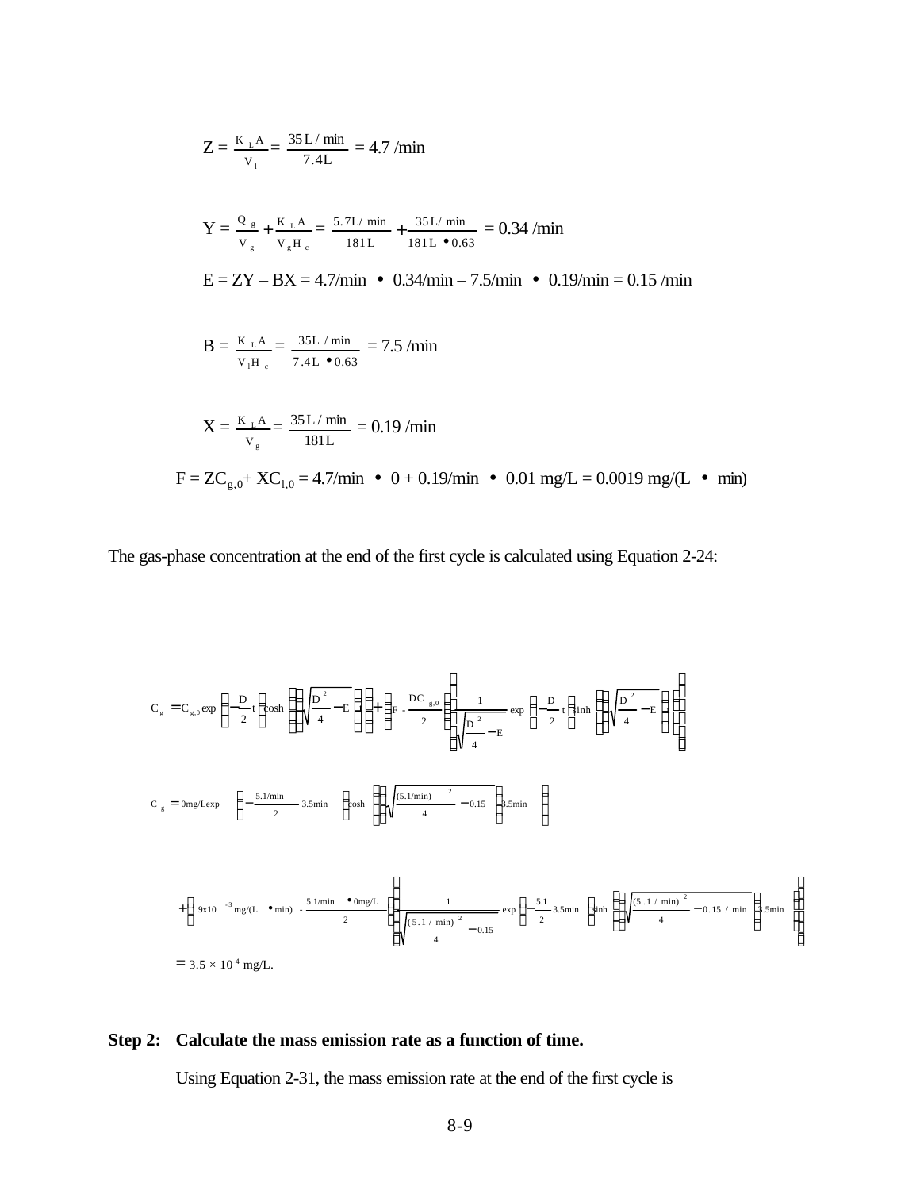$$Z = \frac{K_L A}{V_l} = \frac{35\,\text{L/min}}{7.4\text{L}} = 4.7\ \text{/min}$$

$$Y = \frac{Q_g}{V_g} + \frac{K_L A}{V_g H_c} = \frac{5.7\text{L/min}}{181\text{L}} + \frac{35\text{L/min}}{181\text{L} \bullet 0.63} = 0.34\ \text{/min}$$

$$E = ZY - BX = 4.7\text{/min} \bullet 0.34\text{/min} - 7.5\text{/min} \bullet 0.19\text{/min} = 0.15\ \text{/min}$$

$$B = \frac{K_L A}{V_l H_c} = \frac{35\text{L/min}}{7.4\text{L} \bullet 0.63} = 7.5\ \text{/min}$$

$$X = \frac{K_L A}{V_g} = \frac{35\text{L/min}}{181\text{L}} = 0.19\ \text{/min}$$

$$F = ZC_{g,0} + XC_{l,0} = 4.7\text{/min} \bullet 0 + 0.19\text{/min} \bullet 0.01\ \text{mg/L} = 0.0019\ \text{mg/(L} \bullet \text{min)}$$

The gas-phase concentration at the end of the first cycle is calculated using Equation 2-24:

$$C_g = C_{g,0} \exp\left(-\frac{D}{2}t\right)\left(\cosh\left(\left(\sqrt{\frac{D^2}{4} - E}\right)t\right)\right) + \left(F - \frac{DC_{g,0}}{2}\right)\left(\frac{1}{\sqrt{\frac{D^2}{4} - E}}\exp\left(-\frac{D}{2}t\right)\sinh\left(\left(\sqrt{\frac{D^2}{4} - E}\right)t\right)\right)$$

$$C_g = 0\text{mg/L}\exp\left(-\frac{5.1\text{/min}}{2}3.5\text{min}\right)\left(\cosh\left(\left(\sqrt{\frac{(5.1\text{/min})^2}{4} - 0.15}\right)3.5\text{min}\right)\right)$$

$$+\left(1.9\text{x}10^{-3}\ \text{mg/(L} \bullet \text{min)} - \frac{5.1\text{/min} \bullet 0\text{mg/L}}{2}\right)\left(\frac{1}{\sqrt{\frac{(5.1\text{/min})^2}{4} - 0.15}}\exp\left(-\frac{5.1}{2}3.5\text{min}\right)\sinh\left(\left(\sqrt{\frac{(5.1\text{/min})^2}{4} - 0.15\text{/min}}\right)3.5\text{min}\right)\right)$$

$$= 3.5 \times 10^{-4}\ \text{mg/L}.$$

**Step 2: Calculate the mass emission rate as a function of time.**

Using Equation 2-31, the mass emission rate at the end of the first cycle is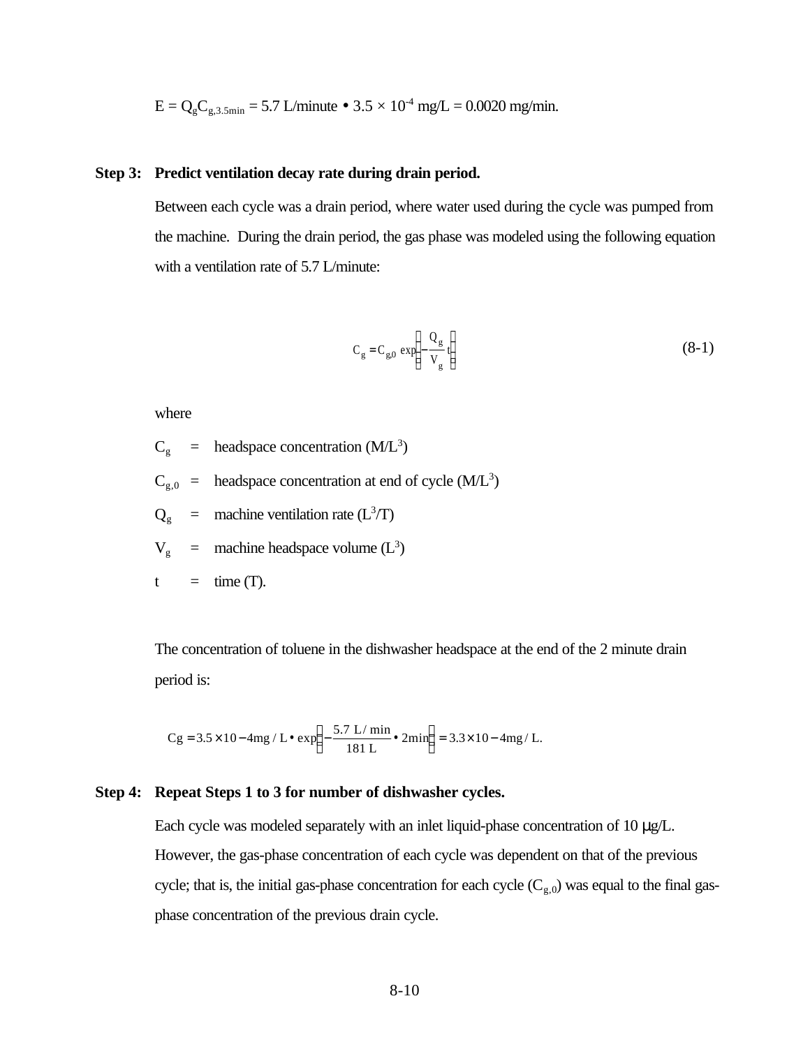$$E = Q_g C_{g,3.5\min} = 5.7 \text{ L/minute} \bullet 3.5 \times 10^{-4} \text{ mg/L} = 0.0020 \text{ mg/min.}$$

**Step 3: Predict ventilation decay rate during drain period.**

Between each cycle was a drain period, where water used during the cycle was pumped from the machine. During the drain period, the gas phase was modeled using the following equation with a ventilation rate of 5.7 L/minute:

$$C_g = C_{g,0} \exp\left(-\frac{Q_g}{V_g} t\right) \tag{8-1}$$

where

$C_g$ = headspace concentration ($M/L^3$)

$C_{g,0}$ = headspace concentration at end of cycle ($M/L^3$)

$Q_g$ = machine ventilation rate ($L^3/T$)

$V_g$ = machine headspace volume ($L^3$)

$t$ = time (T).

The concentration of toluene in the dishwasher headspace at the end of the 2 minute drain period is:

$$Cg = 3.5 \times 10 - 4 \text{mg / L} \bullet \exp\left(-\frac{5.7 \text{ L/ min}}{181 \text{ L}} \bullet 2\text{min}\right) = 3.3 \times 10 - 4 \text{mg / L.}$$

**Step 4: Repeat Steps 1 to 3 for number of dishwasher cycles.**

Each cycle was modeled separately with an inlet liquid-phase concentration of 10 μg/L. However, the gas-phase concentration of each cycle was dependent on that of the previous cycle; that is, the initial gas-phase concentration for each cycle ($C_{g,0}$) was equal to the final gas-phase concentration of the previous drain cycle.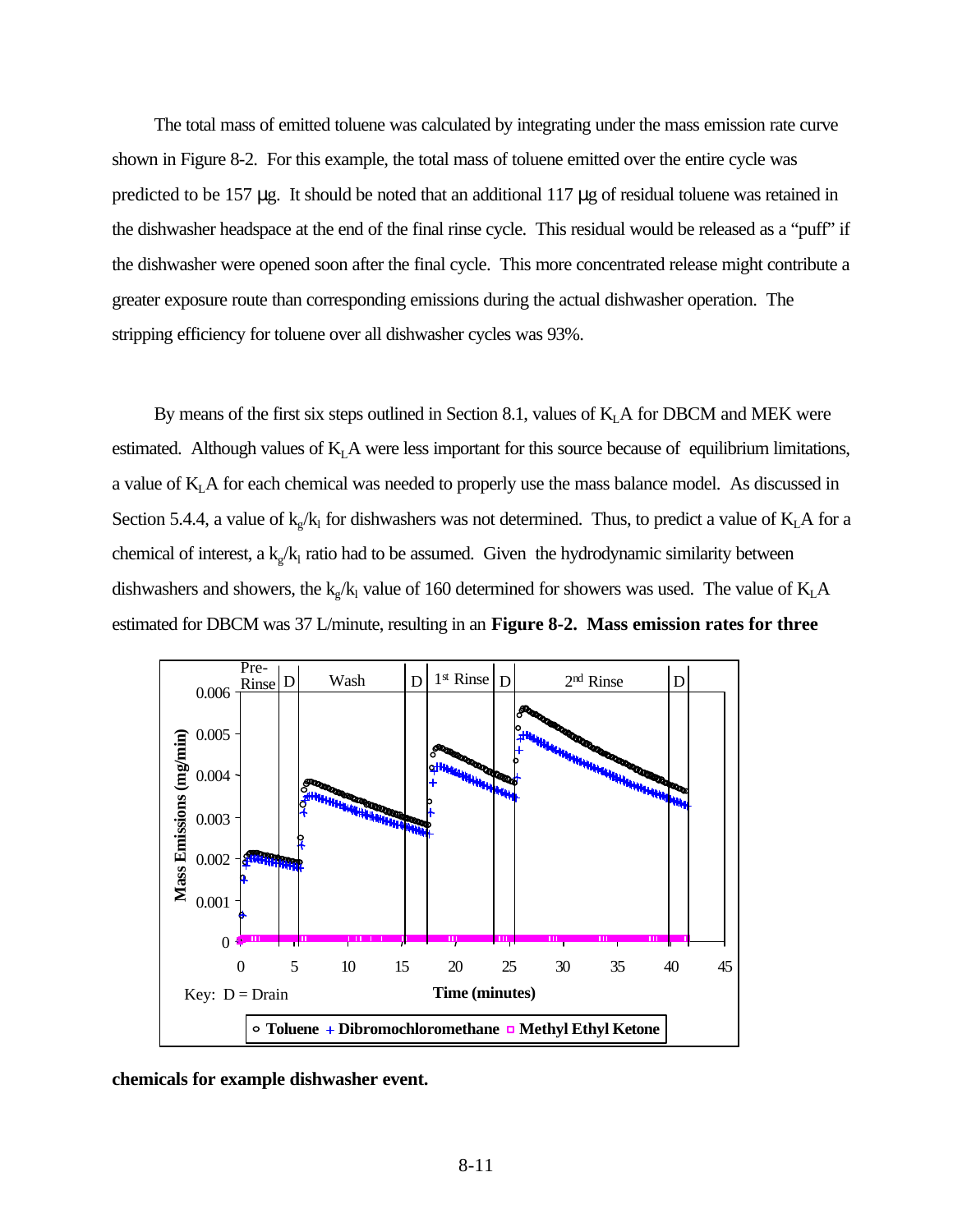The total mass of emitted toluene was calculated by integrating under the mass emission rate curve shown in Figure 8-2. For this example, the total mass of toluene emitted over the entire cycle was predicted to be 157 μg. It should be noted that an additional 117 μg of residual toluene was retained in the dishwasher headspace at the end of the final rinse cycle. This residual would be released as a "puff" if the dishwasher were opened soon after the final cycle. This more concentrated release might contribute a greater exposure route than corresponding emissions during the actual dishwasher operation. The stripping efficiency for toluene over all dishwasher cycles was 93%.

By means of the first six steps outlined in Section 8.1, values of $K_LA$ for DBCM and MEK were estimated. Although values of $K_LA$ were less important for this source because of equilibrium limitations, a value of $K_LA$ for each chemical was needed to properly use the mass balance model. As discussed in Section 5.4.4, a value of $k_g/k_l$ for dishwashers was not determined. Thus, to predict a value of $K_LA$ for a chemical of interest, a $k_g/k_l$ ratio had to be assumed. Given the hydrodynamic similarity between dishwashers and showers, the $k_g/k_l$ value of 160 determined for showers was used. The value of $K_LA$ estimated for DBCM was 37 L/minute, resulting in an

**Figure 8-2. Mass emission rates for three chemicals for example dishwasher event.**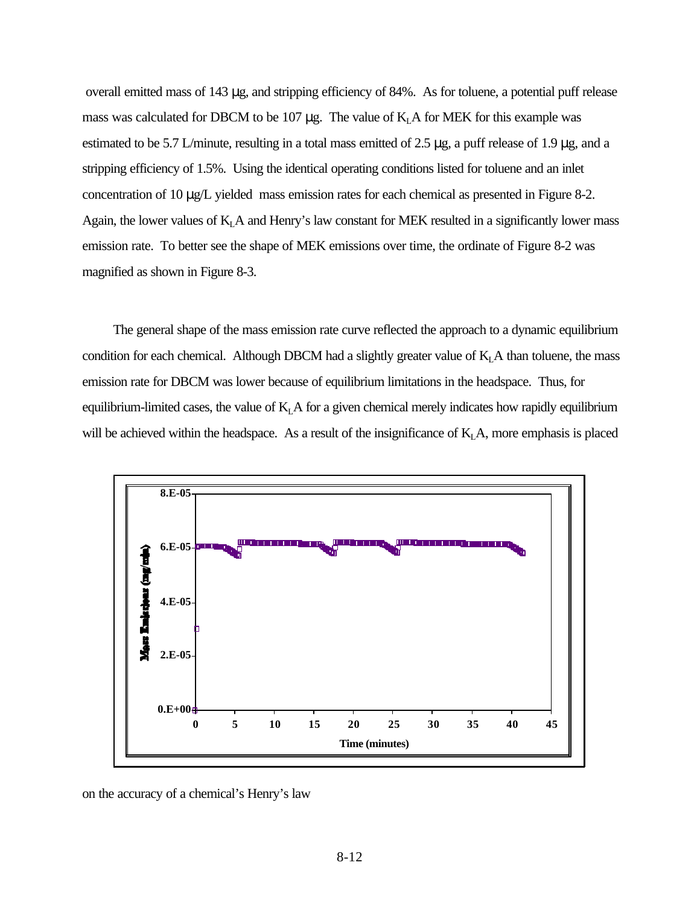overall emitted mass of 143 μg, and stripping efficiency of 84%. As for toluene, a potential puff release mass was calculated for DBCM to be 107 μg. The value of $K_LA$ for MEK for this example was estimated to be 5.7 L/minute, resulting in a total mass emitted of 2.5 μg, a puff release of 1.9 μg, and a stripping efficiency of 1.5%. Using the identical operating conditions listed for toluene and an inlet concentration of 10 μg/L yielded mass emission rates for each chemical as presented in Figure 8-2. Again, the lower values of $K_LA$ and Henry's law constant for MEK resulted in a significantly lower mass emission rate. To better see the shape of MEK emissions over time, the ordinate of Figure 8-2 was magnified as shown in Figure 8-3.

The general shape of the mass emission rate curve reflected the approach to a dynamic equilibrium condition for each chemical. Although DBCM had a slightly greater value of $K_LA$ than toluene, the mass emission rate for DBCM was lower because of equilibrium limitations in the headspace. Thus, for equilibrium-limited cases, the value of $K_LA$ for a given chemical merely indicates how rapidly equilibrium will be achieved within the headspace. As a result of the insignificance of $K_LA$, more emphasis is placed

on the accuracy of a chemical's Henry's law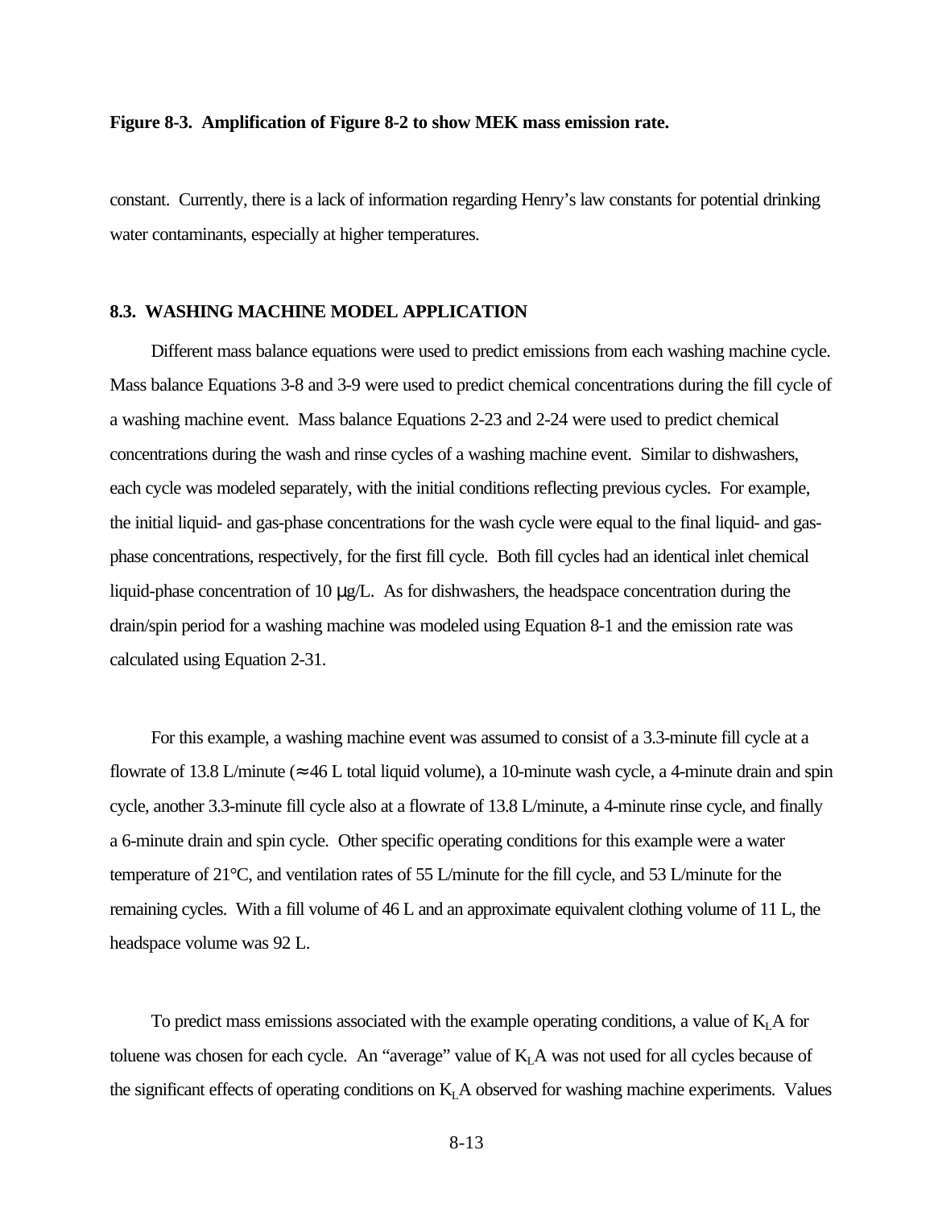**Figure 8-3. Amplification of Figure 8-2 to show MEK mass emission rate.**

constant. Currently, there is a lack of information regarding Henry's law constants for potential drinking water contaminants, especially at higher temperatures.

### 8.3. WASHING MACHINE MODEL APPLICATION

Different mass balance equations were used to predict emissions from each washing machine cycle. Mass balance Equations 3-8 and 3-9 were used to predict chemical concentrations during the fill cycle of a washing machine event. Mass balance Equations 2-23 and 2-24 were used to predict chemical concentrations during the wash and rinse cycles of a washing machine event. Similar to dishwashers, each cycle was modeled separately, with the initial conditions reflecting previous cycles. For example, the initial liquid- and gas-phase concentrations for the wash cycle were equal to the final liquid- and gas-phase concentrations, respectively, for the first fill cycle. Both fill cycles had an identical inlet chemical liquid-phase concentration of 10 μg/L. As for dishwashers, the headspace concentration during the drain/spin period for a washing machine was modeled using Equation 8-1 and the emission rate was calculated using Equation 2-31.

For this example, a washing machine event was assumed to consist of a 3.3-minute fill cycle at a flowrate of 13.8 L/minute ($\approx$ 46 L total liquid volume), a 10-minute wash cycle, a 4-minute drain and spin cycle, another 3.3-minute fill cycle also at a flowrate of 13.8 L/minute, a 4-minute rinse cycle, and finally a 6-minute drain and spin cycle. Other specific operating conditions for this example were a water temperature of 21°C, and ventilation rates of 55 L/minute for the fill cycle, and 53 L/minute for the remaining cycles. With a fill volume of 46 L and an approximate equivalent clothing volume of 11 L, the headspace volume was 92 L.

To predict mass emissions associated with the example operating conditions, a value of $K_LA$ for toluene was chosen for each cycle. An "average" value of $K_LA$ was not used for all cycles because of the significant effects of operating conditions on $K_LA$ observed for washing machine experiments. Values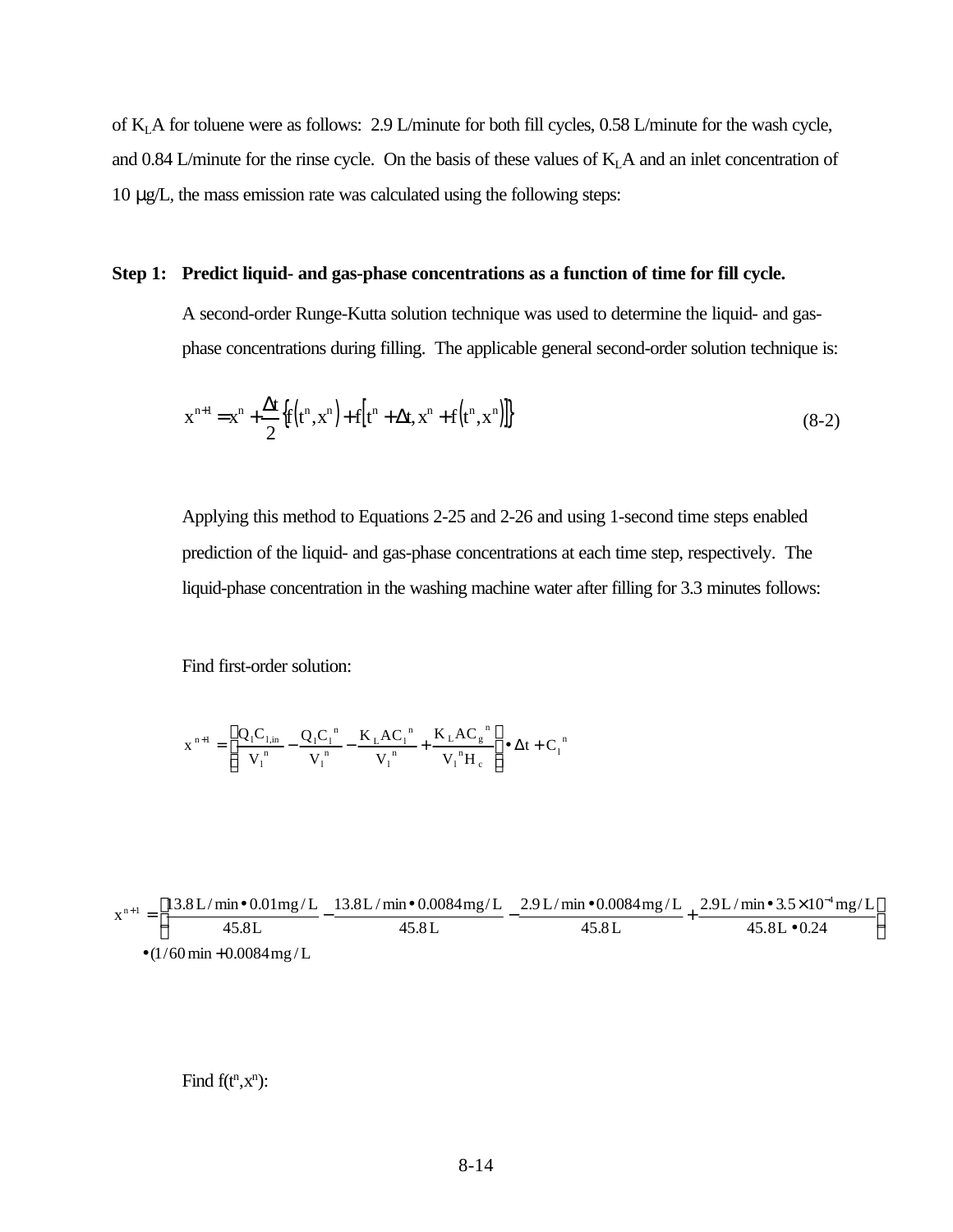of $K_LA$ for toluene were as follows: 2.9 L/minute for both fill cycles, 0.58 L/minute for the wash cycle, and 0.84 L/minute for the rinse cycle. On the basis of these values of $K_LA$ and an inlet concentration of 10 μg/L, the mass emission rate was calculated using the following steps:

**Step 1: Predict liquid- and gas-phase concentrations as a function of time for fill cycle.**

A second-order Runge-Kutta solution technique was used to determine the liquid- and gas-phase concentrations during filling. The applicable general second-order solution technique is:

$$x^{n+1} = x^n + \frac{\Delta t}{2}\left\{f\left(t^n, x^n\right) + f\left[t^n + \Delta t, x^n + f\left(t^n, x^n\right)\right]\right\} \tag{8-2}$$

Applying this method to Equations 2-25 and 2-26 and using 1-second time steps enabled prediction of the liquid- and gas-phase concentrations at each time step, respectively. The liquid-phase concentration in the washing machine water after filling for 3.3 minutes follows:

Find first-order solution:

$$x^{n+1} = \left(\frac{Q_l C_{l,in}}{V_l^{\,n}} - \frac{Q_l C_l^{\,n}}{V_l^{\,n}} - \frac{K_L A C_l^{\,n}}{V_l^{\,n}} + \frac{K_L A C_g^{\,n}}{V_l^{\,n} H_c}\right) \bullet \Delta t + C_l^{\,n}$$

$$x^{n+1} = \left(\frac{13.8\,\text{L/min} \bullet 0.01\,\text{mg/L}}{45.8\,\text{L}} - \frac{13.8\,\text{L/min} \bullet 0.0084\,\text{mg/L}}{45.8\,\text{L}} - \frac{2.9\,\text{L/min} \bullet 0.0084\,\text{mg/L}}{45.8\,\text{L}} + \frac{2.9\,\text{L/min} \bullet 3.5\times10^{-4}\,\text{mg/L}}{45.8\,\text{L} \bullet 0.24}\right)$$
$$\bullet (1/60\,\text{min} + 0.0084\,\text{mg/L}$$

Find $f(t^n, x^n)$: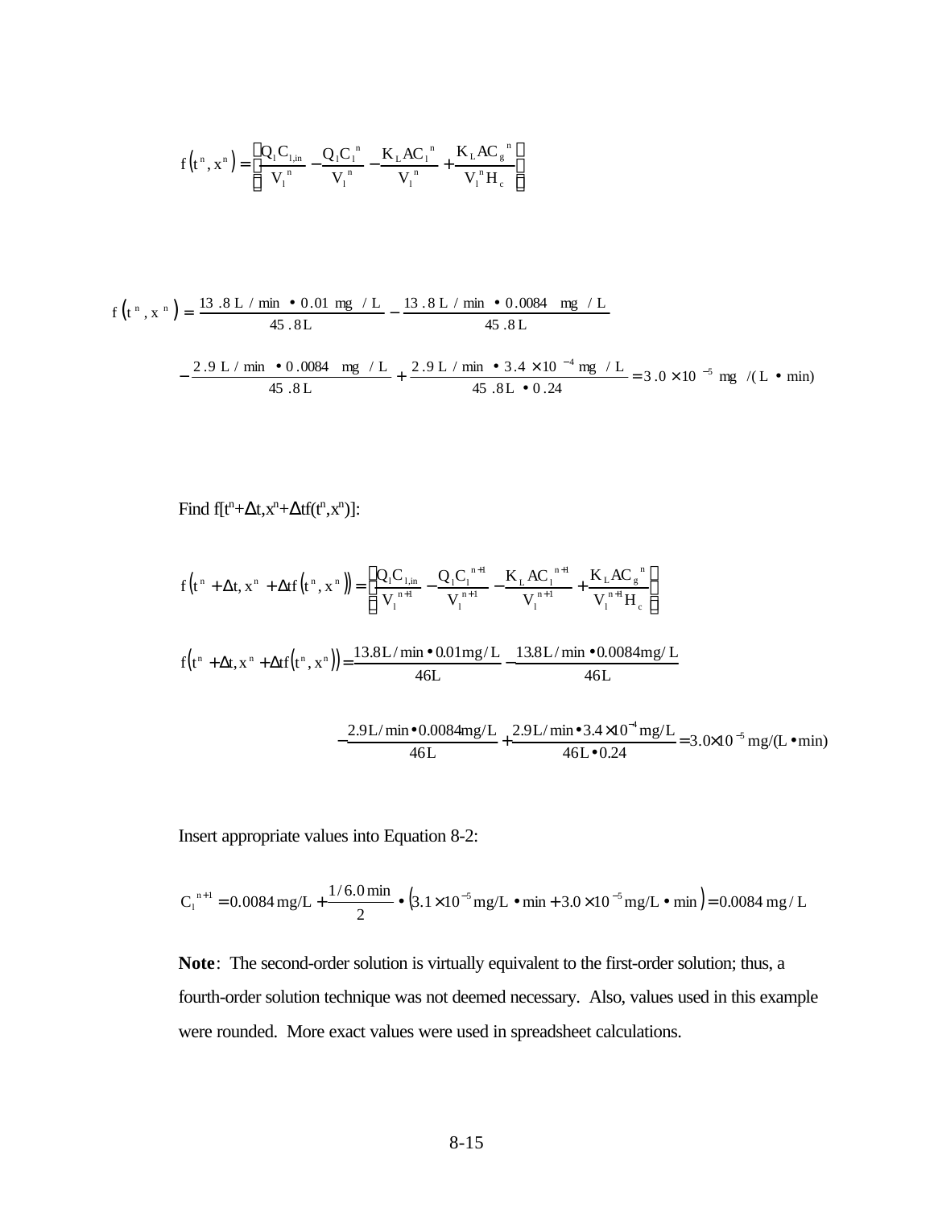$$f\left(t^n, x^n\right) = \left(\frac{Q_l C_{l,in}}{V_l^{\,n}} - \frac{Q_l C_l^{\,n}}{V_l^{\,n}} - \frac{K_L A C_l^{\,n}}{V_l^{\,n}} + \frac{K_L A C_g^{\,n}}{V_l^{\,n} H_c}\right)$$

$$f\left(t^n, x^n\right) = \frac{13.8\ \text{L/min} \bullet 0.01\ \text{mg/L}}{45.8\ \text{L}} - \frac{13.8\ \text{L/min} \bullet 0.0084\ \text{mg/L}}{45.8\ \text{L}}$$

$$- \frac{2.9\ \text{L/min} \bullet 0.0084\ \text{mg/L}}{45.8\ \text{L}} + \frac{2.9\ \text{L/min} \bullet 3.4 \times 10^{-4}\ \text{mg/L}}{45.8\ \text{L} \bullet 0.24} = 3.0 \times 10^{-5}\ \text{mg/(L} \bullet \text{min)}$$

Find $f[t^n+\Delta t, x^n+\Delta t f(t^n,x^n)]$:

$$f\left(t^n + \Delta t, x^n + \Delta t f\left(t^n, x^n\right)\right) = \left(\frac{Q_l C_{l,in}}{V_l^{\,n+1}} - \frac{Q_l C_l^{\,n+1}}{V_l^{\,n+1}} - \frac{K_L A C_l^{\,n+1}}{V_l^{\,n+1}} + \frac{K_L A C_g^{\,n}}{V_l^{\,n+1} H_c}\right)$$

$$f\left(t^n + \Delta t, x^n + \Delta t f\left(t^n, x^n\right)\right) = \frac{13.8\text{L/min} \bullet 0.01\text{mg/L}}{46\text{L}} - \frac{13.8\text{L/min} \bullet 0.0084\text{mg/L}}{46\text{L}}$$

$$- \frac{2.9\text{L/min} \bullet 0.0084\text{mg/L}}{46\text{L}} + \frac{2.9\text{L/min} \bullet 3.4 \times 10^{-4}\text{mg/L}}{46\text{L} \bullet 0.24} = 3.0 \times 10^{-5}\ \text{mg/(L} \bullet \text{min)}$$

Insert appropriate values into Equation 8-2:

$$C_l^{\,n+1} = 0.0084\ \text{mg/L} + \frac{1/6.0\ \text{min}}{2} \bullet \left(3.1 \times 10^{-5}\ \text{mg/L} \bullet \text{min} + 3.0 \times 10^{-5}\ \text{mg/L} \bullet \text{min}\right) = 0.0084\ \text{mg/L}$$

**Note**: The second-order solution is virtually equivalent to the first-order solution; thus, a fourth-order solution technique was not deemed necessary. Also, values used in this example were rounded. More exact values were used in spreadsheet calculations.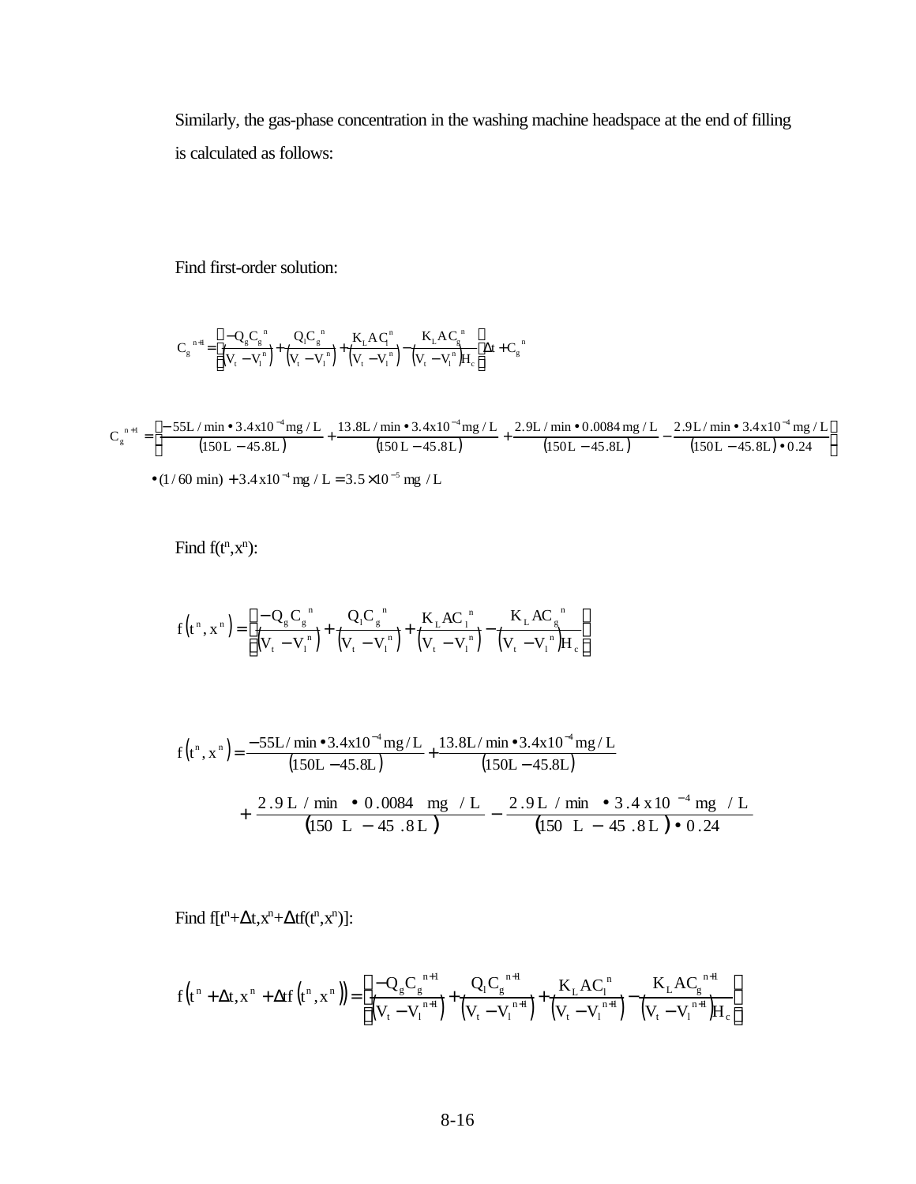Similarly, the gas-phase concentration in the washing machine headspace at the end of filling is calculated as follows:

Find first-order solution:

$$C_g^{\ n+1} = \left[\frac{-Q_g C_g^{\ n}}{\left(V_t - V_l^{\ n}\right)} + \frac{Q_l C_g^{\ n}}{\left(V_t - V_l^{\ n}\right)} + \frac{K_L A C_l^{\ n}}{\left(V_t - V_l^{\ n}\right)} - \frac{K_L A C_g^{\ n}}{\left(V_t - V_l^{\ n}\right) H_c}\right] \Delta t + C_g^{\ n}$$

$$C_g^{\ n+1} = \left[\frac{-55\text{L/min} \bullet 3.4\text{x}10^{-4}\,\text{mg/L}}{\left(150\text{L} - 45.8\text{L}\right)} + \frac{13.8\text{L/min} \bullet 3.4\text{x}10^{-4}\,\text{mg/L}}{\left(150\,\text{L} - 45.8\text{L}\right)} + \frac{2.9\text{L/min} \bullet 0.0084\,\text{mg/L}}{\left(150\text{L} - 45.8\text{L}\right)} - \frac{2.9\text{L/min} \bullet 3.4\text{x}10^{-4}\,\text{mg/L}}{\left(150\text{L} - 45.8\text{L}\right) \bullet 0.24}\right]$$

$$\bullet (1/60\ \text{min}) + 3.4\text{x}10^{-4}\ \text{mg/L} = 3.5 \times 10^{-5}\ \text{mg/L}$$

Find $f(t^n,x^n)$:

$$f\left(t^n, x^n\right) = \left[\frac{-Q_g C_g^{\ n}}{\left(V_t - V_l^{\ n}\right)} + \frac{Q_l C_g^{\ n}}{\left(V_t - V_l^{\ n}\right)} + \frac{K_L A C_l^{\ n}}{\left(V_t - V_l^{\ n}\right)} - \frac{K_L A C_g^{\ n}}{\left(V_t - V_l^{\ n}\right) H_c}\right]$$

$$f\left(t^n, x^n\right) = \frac{-55\text{L/min} \bullet 3.4\text{x}10^{-4}\,\text{mg/L}}{\left(150\text{L} - 45.8\text{L}\right)} + \frac{13.8\text{L/min} \bullet 3.4\text{x}10^{-4}\,\text{mg/L}}{\left(150\text{L} - 45.8\text{L}\right)}$$

$$+ \frac{2.9\,\text{L/min} \bullet 0.0084\ \text{mg/L}}{\left(150\ \text{L} - 45.8\,\text{L}\right)} - \frac{2.9\,\text{L/min} \bullet 3.4\,\text{x}10^{-4}\ \text{mg/L}}{\left(150\ \text{L} - 45.8\,\text{L}\right) \bullet 0.24}$$

Find $f[t^n+\Delta t, x^n+\Delta t f(t^n,x^n)]$:

$$f\left(t^n + \Delta t, x^n + \Delta t f\left(t^n, x^n\right)\right) = \left[\frac{-Q_g C_g^{\ n+1}}{\left(V_t - V_l^{\ n+1}\right)} + \frac{Q_l C_g^{\ n+1}}{\left(V_t - V_l^{\ n+1}\right)} + \frac{K_L A C_l^{\ n}}{\left(V_t - V_l^{\ n+1}\right)} - \frac{K_L A C_g^{\ n+1}}{\left(V_t - V_l^{\ n+1}\right) H_c}\right]$$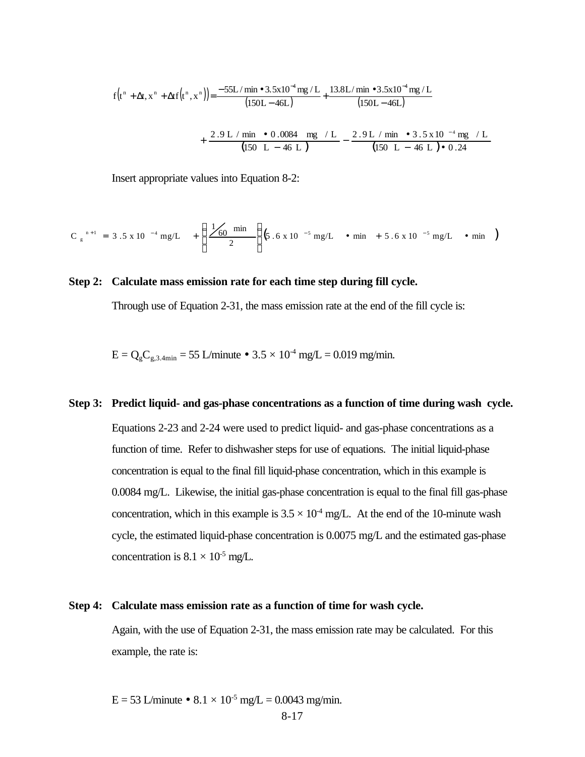$$f\left(t^n + \Delta t, x^n + \Delta t f\left(t^n, x^n\right)\right) = \frac{-55\text{L/min} \bullet 3.5\text{x}10^{-4}\text{mg/L}}{\left(150\text{L} - 46\text{L}\right)} + \frac{13.8\text{L/min} \bullet 3.5\text{x}10^{-4}\text{mg/L}}{\left(150\text{L} - 46\text{L}\right)}$$

$$+ \frac{2.9\text{L/min} \bullet 0.0084\text{ mg/L}}{\left(150\text{ L} - 46\text{ L}\right)} - \frac{2.9\text{L/min} \bullet 3.5\text{x}10^{-4}\text{mg/L}}{\left(150\text{ L} - 46\text{ L}\right) \bullet 0.24}$$

Insert appropriate values into Equation 8-2:

$$C_g^{n+1} = 3.5\text{ x }10^{-4}\text{ mg/L} + \left(\frac{\frac{1}{60}\text{ min}}{2}\right)\left(5.6\text{ x }10^{-5}\text{ mg/L} \bullet \text{min} + 5.6\text{ x }10^{-5}\text{ mg/L} \bullet \text{min}\right)$$

**Step 2: Calculate mass emission rate for each time step during fill cycle.**

Through use of Equation 2-31, the mass emission rate at the end of the fill cycle is:

$E = Q_g C_{g,3.4min} = 55$ L/minute $\bullet$ $3.5 \times 10^{-4}$ mg/L = 0.019 mg/min.

**Step 3: Predict liquid- and gas-phase concentrations as a function of time during wash cycle.**

Equations 2-23 and 2-24 were used to predict liquid- and gas-phase concentrations as a function of time. Refer to dishwasher steps for use of equations. The initial liquid-phase concentration is equal to the final fill liquid-phase concentration, which in this example is 0.0084 mg/L. Likewise, the initial gas-phase concentration is equal to the final fill gas-phase concentration, which in this example is $3.5 \times 10^{-4}$ mg/L. At the end of the 10-minute wash cycle, the estimated liquid-phase concentration is 0.0075 mg/L and the estimated gas-phase concentration is $8.1 \times 10^{-5}$ mg/L.

**Step 4: Calculate mass emission rate as a function of time for wash cycle.**

Again, with the use of Equation 2-31, the mass emission rate may be calculated. For this example, the rate is:

E = 53 L/minute $\bullet$ $8.1 \times 10^{-5}$ mg/L = 0.0043 mg/min.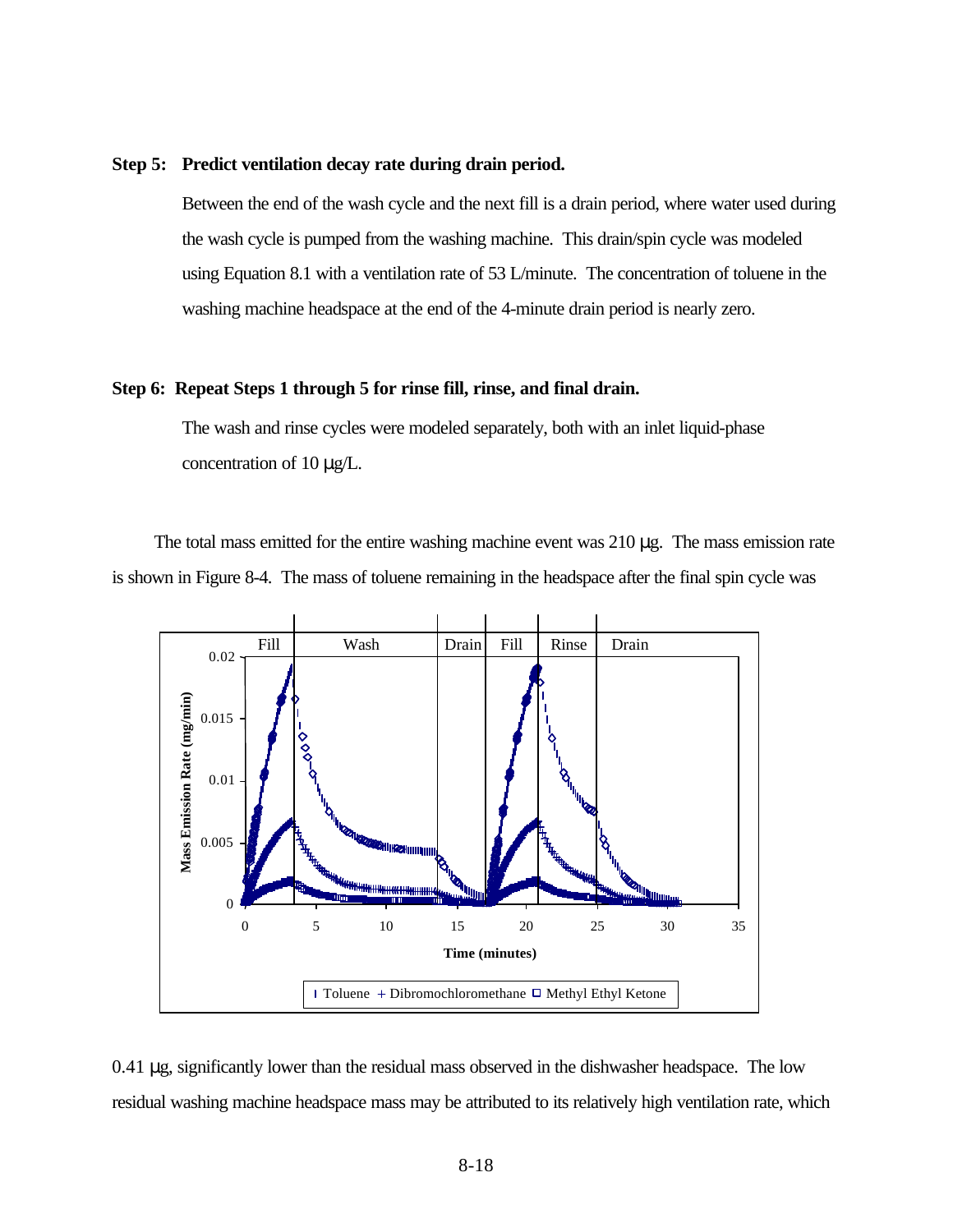**Step 5: Predict ventilation decay rate during drain period.**

Between the end of the wash cycle and the next fill is a drain period, where water used during the wash cycle is pumped from the washing machine. This drain/spin cycle was modeled using Equation 8.1 with a ventilation rate of 53 L/minute. The concentration of toluene in the washing machine headspace at the end of the 4-minute drain period is nearly zero.

**Step 6: Repeat Steps 1 through 5 for rinse fill, rinse, and final drain.**

The wash and rinse cycles were modeled separately, both with an inlet liquid-phase concentration of 10 μg/L.

The total mass emitted for the entire washing machine event was 210 μg. The mass emission rate is shown in Figure 8-4. The mass of toluene remaining in the headspace after the final spin cycle was 0.41 μg, significantly lower than the residual mass observed in the dishwasher headspace. The low residual washing machine headspace mass may be attributed to its relatively high ventilation rate, which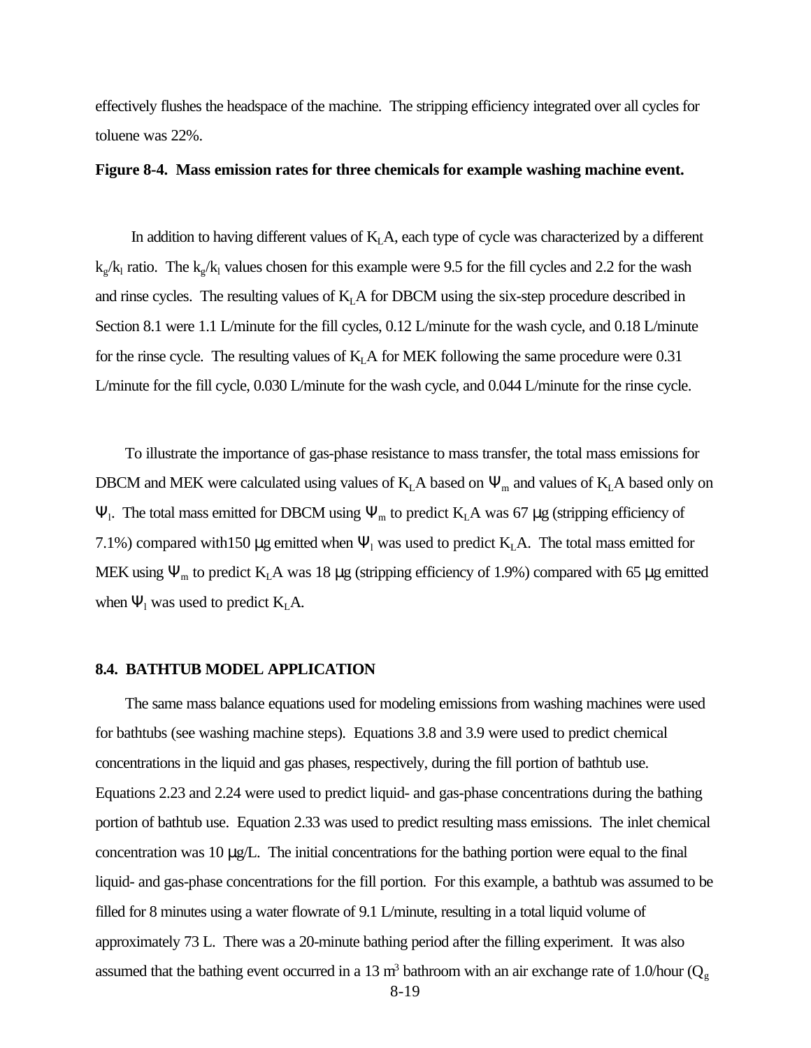effectively flushes the headspace of the machine. The stripping efficiency integrated over all cycles for toluene was 22%.

**Figure 8-4. Mass emission rates for three chemicals for example washing machine event.**

In addition to having different values of $K_LA$, each type of cycle was characterized by a different $k_g/k_l$ ratio. The $k_g/k_l$ values chosen for this example were 9.5 for the fill cycles and 2.2 for the wash and rinse cycles. The resulting values of $K_LA$ for DBCM using the six-step procedure described in Section 8.1 were 1.1 L/minute for the fill cycles, 0.12 L/minute for the wash cycle, and 0.18 L/minute for the rinse cycle. The resulting values of $K_LA$ for MEK following the same procedure were 0.31 L/minute for the fill cycle, 0.030 L/minute for the wash cycle, and 0.044 L/minute for the rinse cycle.

To illustrate the importance of gas-phase resistance to mass transfer, the total mass emissions for DBCM and MEK were calculated using values of $K_LA$ based on $\Psi_m$ and values of $K_LA$ based only on $\Psi_l$. The total mass emitted for DBCM using $\Psi_m$ to predict $K_LA$ was 67 μg (stripping efficiency of 7.1%) compared with150 μg emitted when $\Psi_l$ was used to predict $K_LA$. The total mass emitted for MEK using $\Psi_m$ to predict $K_LA$ was 18 μg (stripping efficiency of 1.9%) compared with 65 μg emitted when $\Psi_l$ was used to predict $K_LA$.

## 8.4. BATHTUB MODEL APPLICATION

The same mass balance equations used for modeling emissions from washing machines were used for bathtubs (see washing machine steps). Equations 3.8 and 3.9 were used to predict chemical concentrations in the liquid and gas phases, respectively, during the fill portion of bathtub use. Equations 2.23 and 2.24 were used to predict liquid- and gas-phase concentrations during the bathing portion of bathtub use. Equation 2.33 was used to predict resulting mass emissions. The inlet chemical concentration was 10 μg/L. The initial concentrations for the bathing portion were equal to the final liquid- and gas-phase concentrations for the fill portion. For this example, a bathtub was assumed to be filled for 8 minutes using a water flowrate of 9.1 L/minute, resulting in a total liquid volume of approximately 73 L. There was a 20-minute bathing period after the filling experiment. It was also assumed that the bathing event occurred in a 13 $m^3$ bathroom with an air exchange rate of 1.0/hour ($Q_g$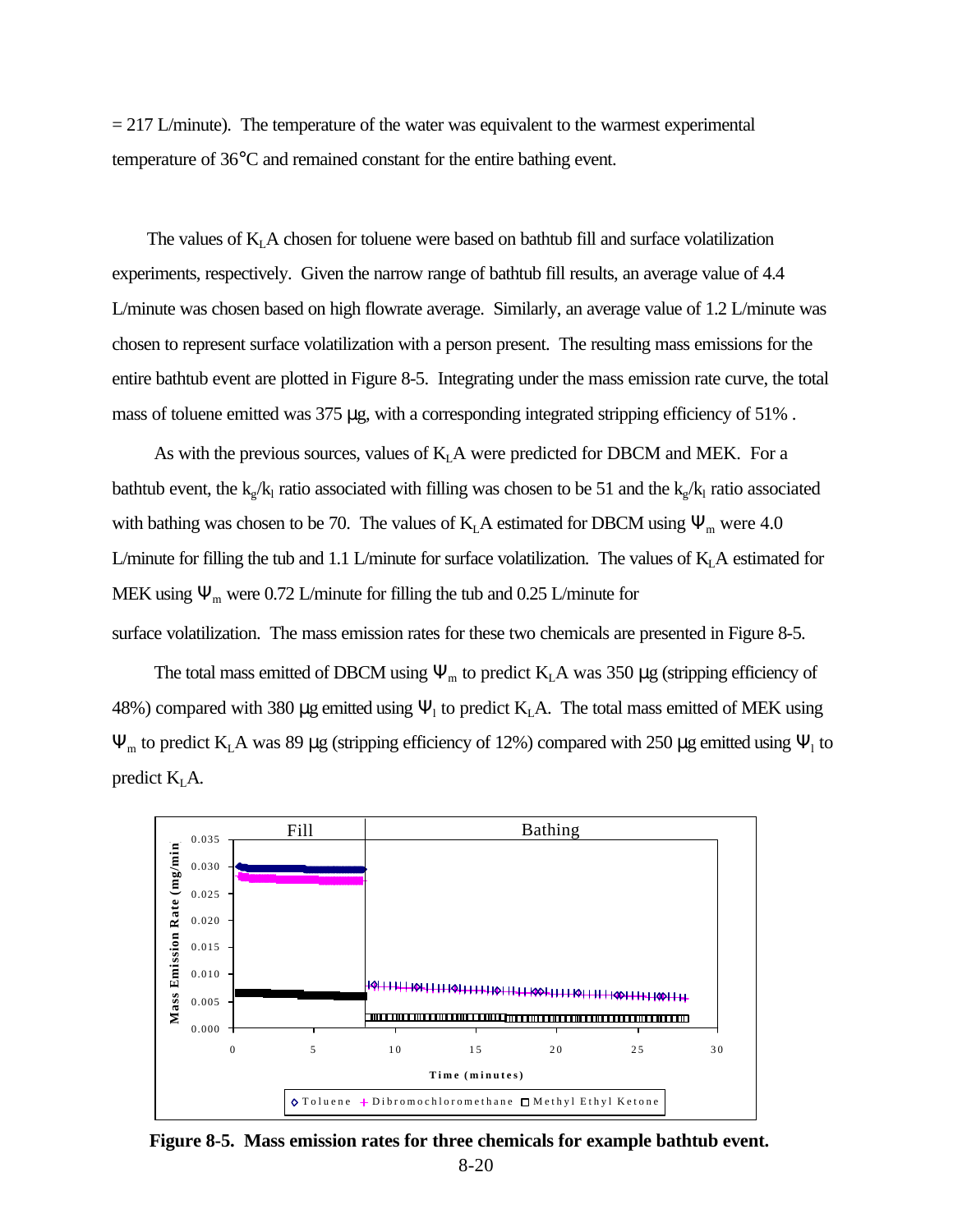= 217 L/minute). The temperature of the water was equivalent to the warmest experimental temperature of 36°C and remained constant for the entire bathing event.

The values of $K_LA$ chosen for toluene were based on bathtub fill and surface volatilization experiments, respectively. Given the narrow range of bathtub fill results, an average value of 4.4 L/minute was chosen based on high flowrate average. Similarly, an average value of 1.2 L/minute was chosen to represent surface volatilization with a person present. The resulting mass emissions for the entire bathtub event are plotted in Figure 8-5. Integrating under the mass emission rate curve, the total mass of toluene emitted was 375 µg, with a corresponding integrated stripping efficiency of 51% .

As with the previous sources, values of $K_LA$ were predicted for DBCM and MEK. For a bathtub event, the $k_g/k_l$ ratio associated with filling was chosen to be 51 and the $k_g/k_l$ ratio associated with bathing was chosen to be 70. The values of $K_LA$ estimated for DBCM using $\Psi_m$ were 4.0 L/minute for filling the tub and 1.1 L/minute for surface volatilization. The values of $K_LA$ estimated for MEK using $\Psi_m$ were 0.72 L/minute for filling the tub and 0.25 L/minute for surface volatilization. The mass emission rates for these two chemicals are presented in Figure 8-5.

The total mass emitted of DBCM using $\Psi_m$ to predict $K_LA$ was 350 µg (stripping efficiency of 48%) compared with 380 µg emitted using $\Psi_l$ to predict $K_LA$. The total mass emitted of MEK using $\Psi_m$ to predict $K_LA$ was 89 µg (stripping efficiency of 12%) compared with 250 µg emitted using $\Psi_l$ to predict $K_LA$.

Fill

Bathing

Mass Emission Rate (mg/min)

0.035
0.030
0.025
0.020
0.015
0.010
0.005
0.000

0 5 10 15 20 25 30

Time (minutes)

Toluene
Dibromochloromethane
Methyl Ethyl Ketone

**Figure 8-5. Mass emission rates for three chemicals for example bathtub event.**